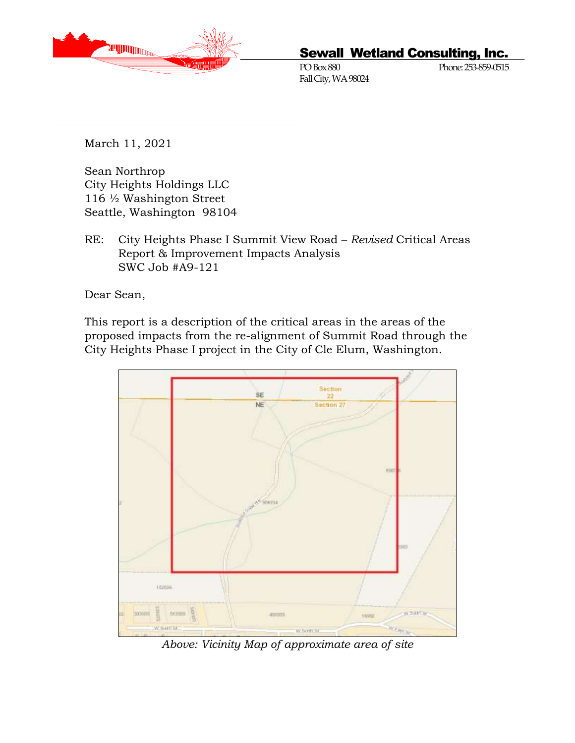**Sewall Wetland Consulting, Inc.**

PO Box 880
Fall City, WA 98024

Phone: 253-859-0515

March 11, 2021

Sean Northrop
City Heights Holdings LLC
116 ½ Washington Street
Seattle, Washington 98104

RE: City Heights Phase I Summit View Road – *Revised* Critical Areas Report & Improvement Impacts Analysis
SWC Job #A9-121

Dear Sean,

This report is a description of the critical areas in the areas of the proposed impacts from the re-alignment of Summit Road through the City Heights Phase I project in the City of Cle Elum, Washington.

*Above: Vicinity Map of approximate area of site*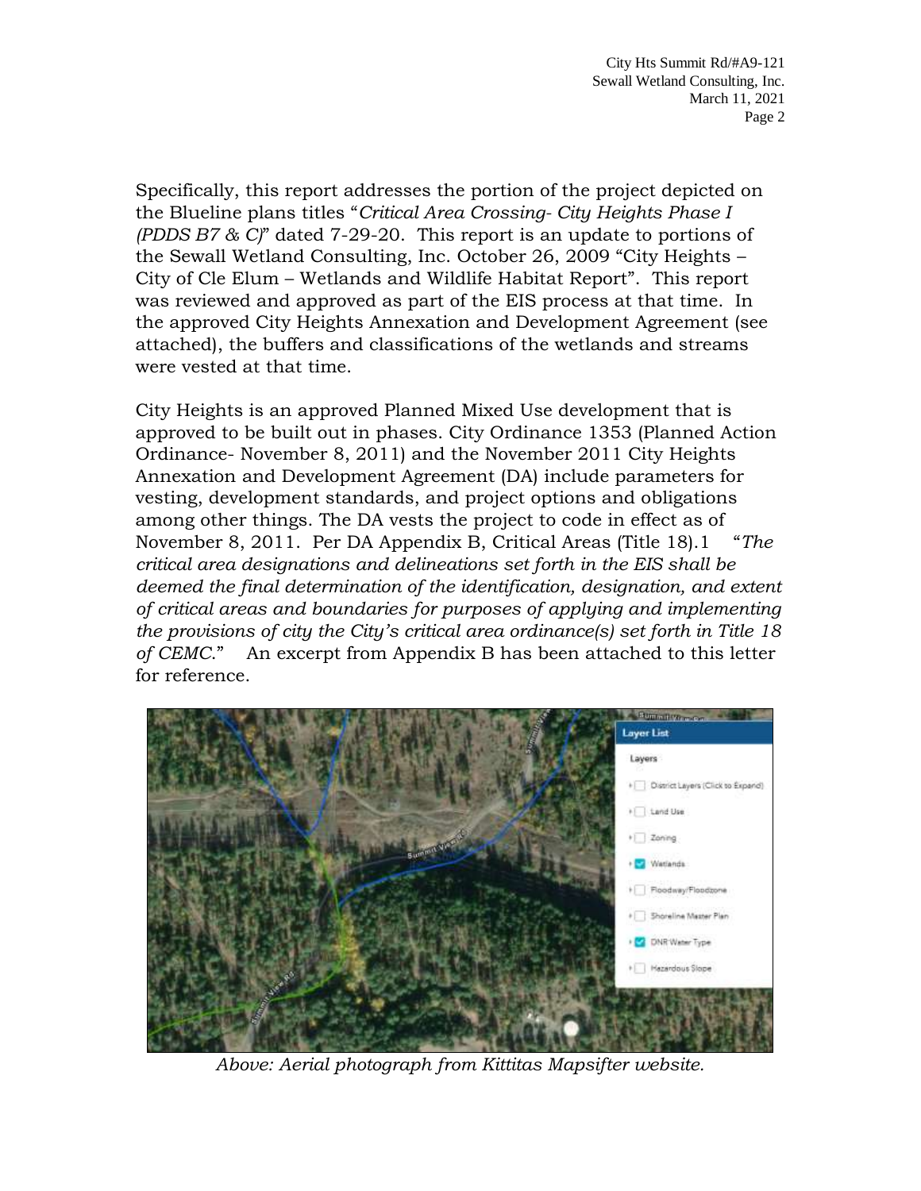Specifically, this report addresses the portion of the project depicted on the Blueline plans titles "*Critical Area Crossing- City Heights Phase I (PDDS B7 & C)*" dated 7-29-20. This report is an update to portions of the Sewall Wetland Consulting, Inc. October 26, 2009 "City Heights – City of Cle Elum – Wetlands and Wildlife Habitat Report". This report was reviewed and approved as part of the EIS process at that time. In the approved City Heights Annexation and Development Agreement (see attached), the buffers and classifications of the wetlands and streams were vested at that time.

City Heights is an approved Planned Mixed Use development that is approved to be built out in phases. City Ordinance 1353 (Planned Action Ordinance- November 8, 2011) and the November 2011 City Heights Annexation and Development Agreement (DA) include parameters for vesting, development standards, and project options and obligations among other things. The DA vests the project to code in effect as of November 8, 2011. Per DA Appendix B, Critical Areas (Title 18).1 "*The critical area designations and delineations set forth in the EIS shall be deemed the final determination of the identification, designation, and extent of critical areas and boundaries for purposes of applying and implementing the provisions of city the City's critical area ordinance(s) set forth in Title 18 of CEMC.*" An excerpt from Appendix B has been attached to this letter for reference.

*Above: Aerial photograph from Kittitas Mapsifter website.*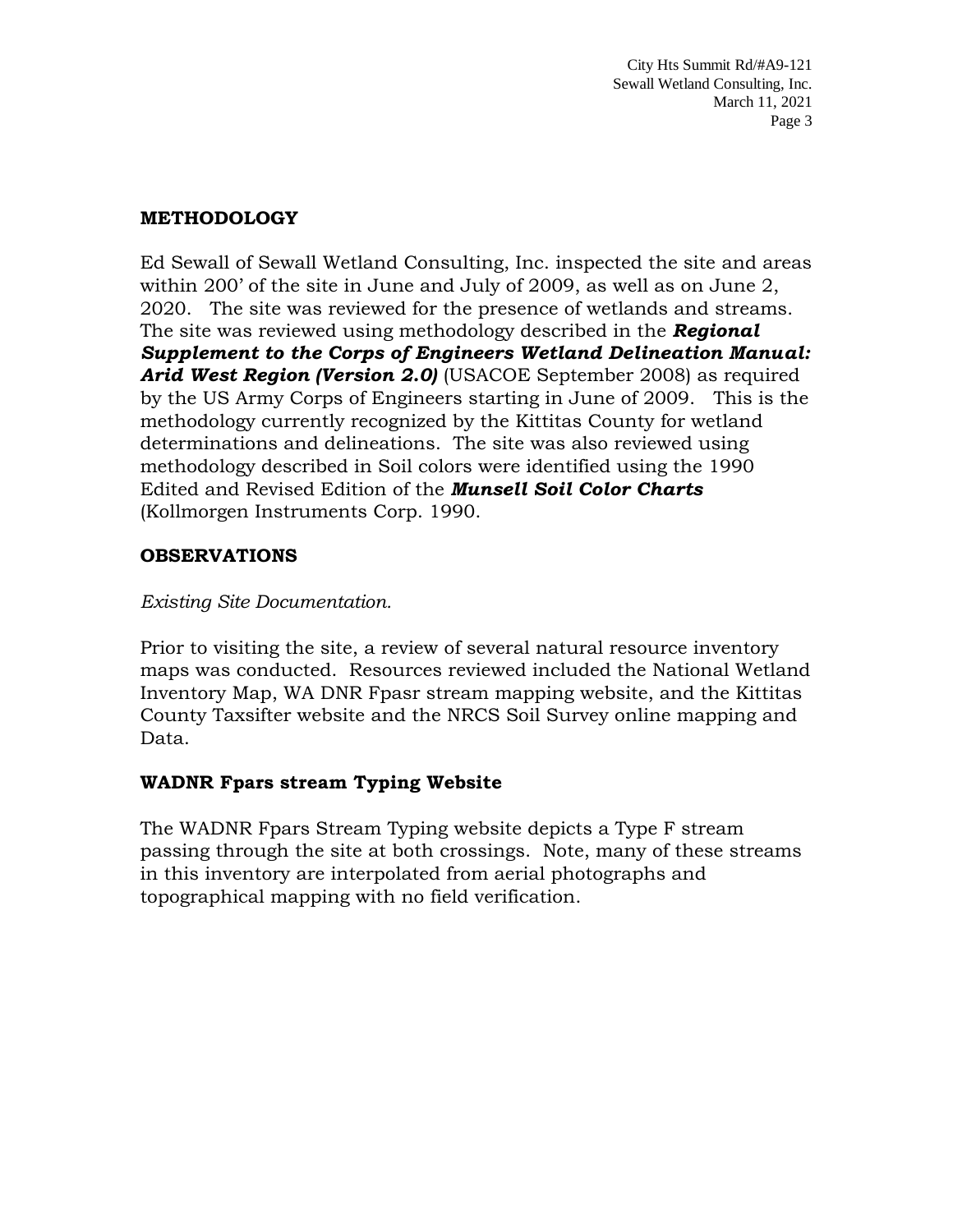## METHODOLOGY

Ed Sewall of Sewall Wetland Consulting, Inc. inspected the site and areas within 200' of the site in June and July of 2009, as well as on June 2, 2020. The site was reviewed for the presence of wetlands and streams. The site was reviewed using methodology described in the ***Regional Supplement to the Corps of Engineers Wetland Delineation Manual: Arid West Region (Version 2.0)*** (USACOE September 2008) as required by the US Army Corps of Engineers starting in June of 2009. This is the methodology currently recognized by the Kittitas County for wetland determinations and delineations. The site was also reviewed using methodology described in Soil colors were identified using the 1990 Edited and Revised Edition of the ***Munsell Soil Color Charts*** (Kollmorgen Instruments Corp. 1990.

## OBSERVATIONS

*Existing Site Documentation.*

Prior to visiting the site, a review of several natural resource inventory maps was conducted. Resources reviewed included the National Wetland Inventory Map, WA DNR Fpasr stream mapping website, and the Kittitas County Taxsifter website and the NRCS Soil Survey online mapping and Data.

### WADNR Fpars stream Typing Website

The WADNR Fpars Stream Typing website depicts a Type F stream passing through the site at both crossings. Note, many of these streams in this inventory are interpolated from aerial photographs and topographical mapping with no field verification.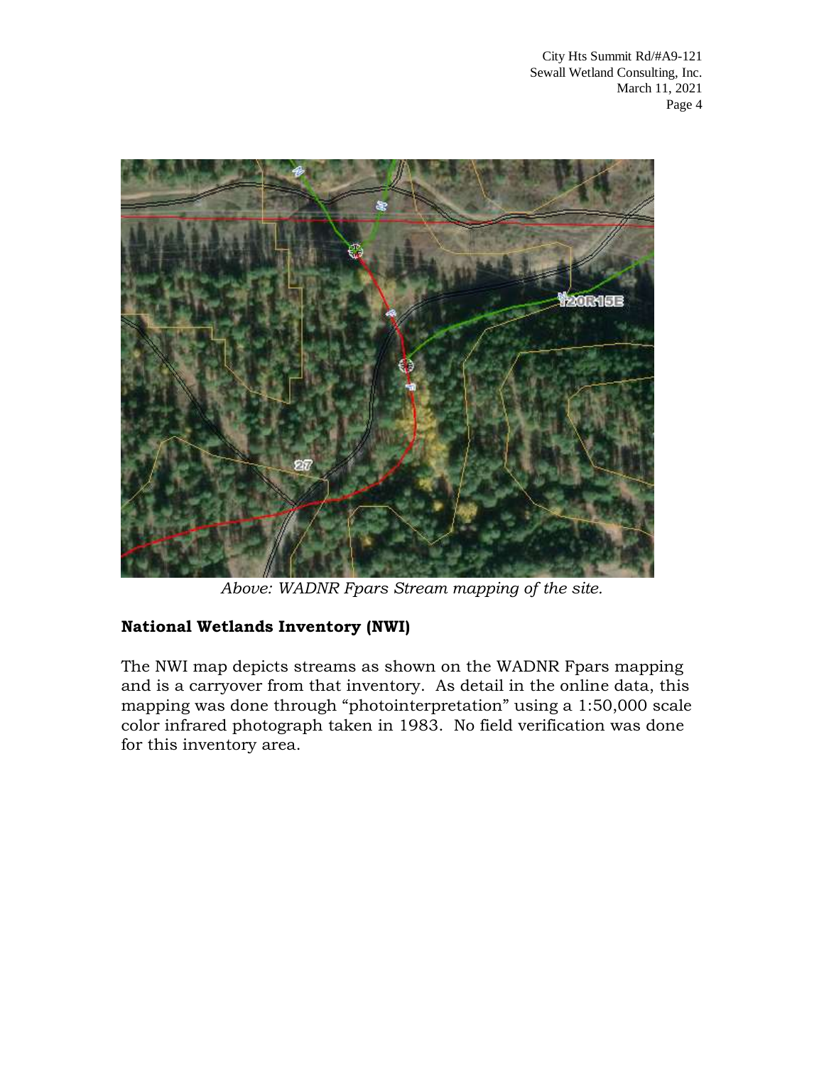*Above: WADNR Fpars Stream mapping of the site.*

## National Wetlands Inventory (NWI)

The NWI map depicts streams as shown on the WADNR Fpars mapping and is a carryover from that inventory. As detail in the online data, this mapping was done through "photointerpretation" using a 1:50,000 scale color infrared photograph taken in 1983. No field verification was done for this inventory area.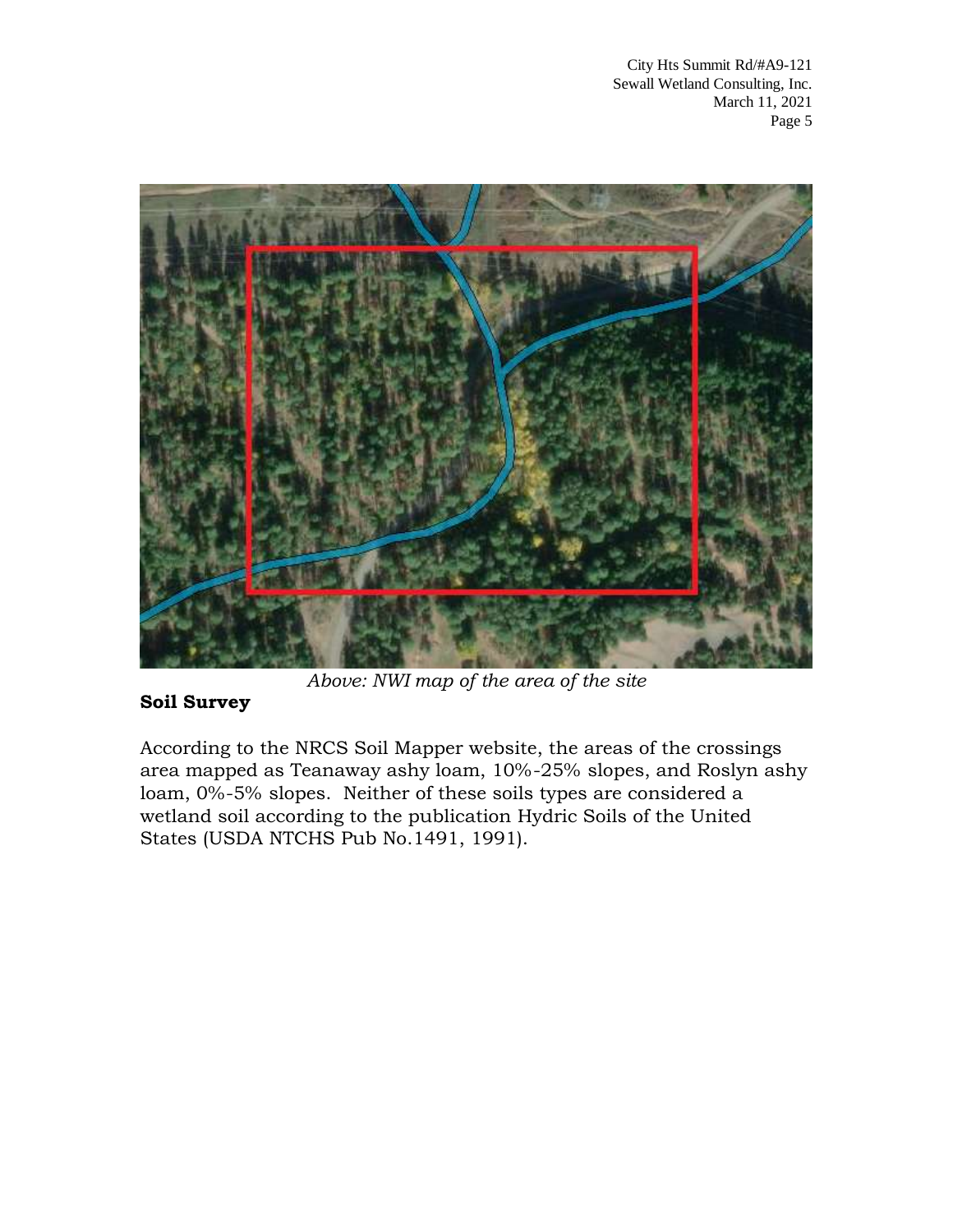*Above: NWI map of the area of the site*

**Soil Survey**

According to the NRCS Soil Mapper website, the areas of the crossings area mapped as Teanaway ashy loam, 10%-25% slopes, and Roslyn ashy loam, 0%-5% slopes. Neither of these soils types are considered a wetland soil according to the publication Hydric Soils of the United States (USDA NTCHS Pub No.1491, 1991).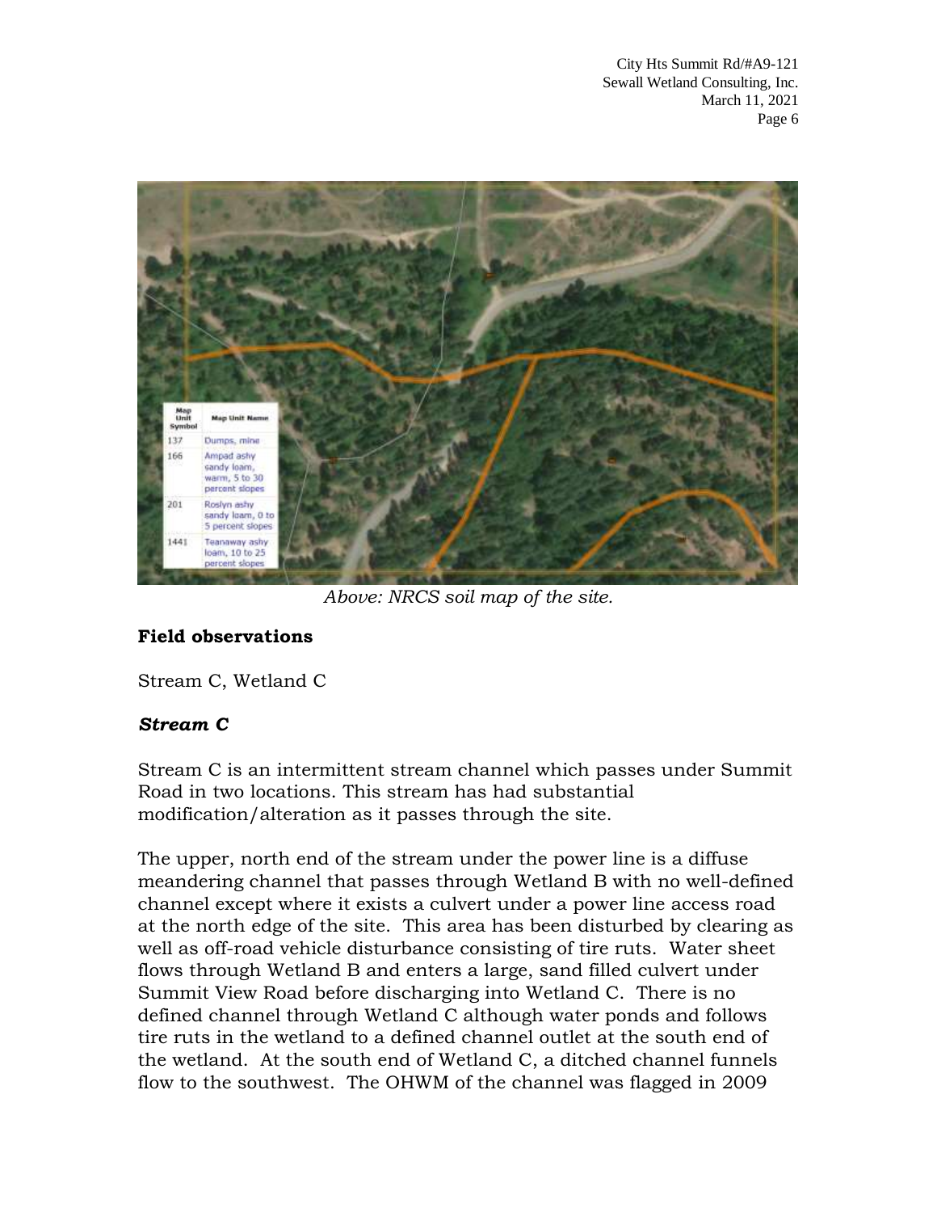*Above: NRCS soil map of the site.*

**Field observations**

Stream C, Wetland C

***Stream C***

Stream C is an intermittent stream channel which passes under Summit Road in two locations. This stream has had substantial modification/alteration as it passes through the site.

The upper, north end of the stream under the power line is a diffuse meandering channel that passes through Wetland B with no well-defined channel except where it exists a culvert under a power line access road at the north edge of the site. This area has been disturbed by clearing as well as off-road vehicle disturbance consisting of tire ruts. Water sheet flows through Wetland B and enters a large, sand filled culvert under Summit View Road before discharging into Wetland C. There is no defined channel through Wetland C although water ponds and follows tire ruts in the wetland to a defined channel outlet at the south end of the wetland. At the south end of Wetland C, a ditched channel funnels flow to the southwest. The OHWM of the channel was flagged in 2009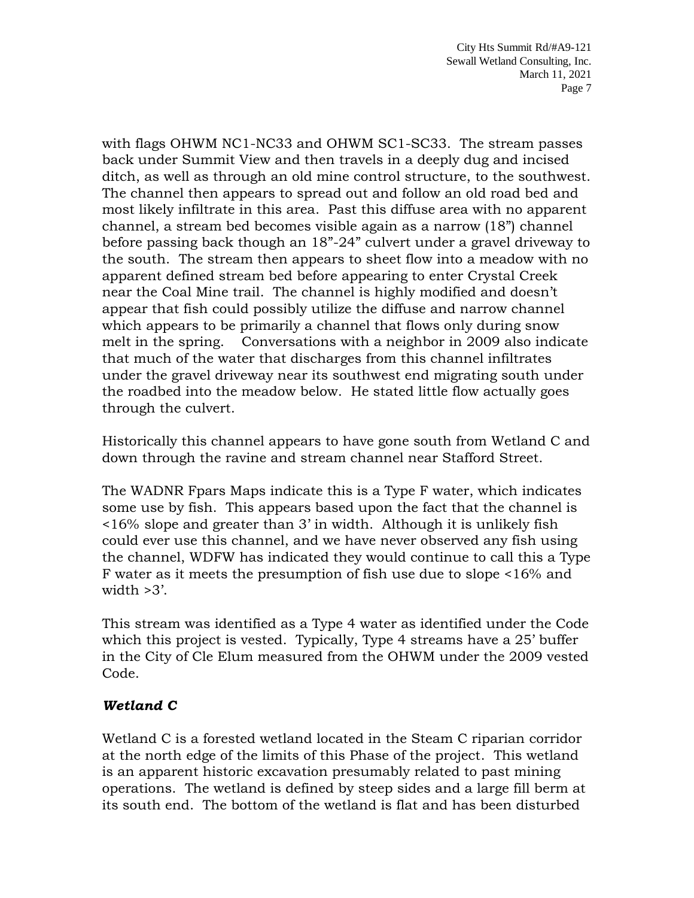with flags OHWM NC1-NC33 and OHWM SC1-SC33. The stream passes back under Summit View and then travels in a deeply dug and incised ditch, as well as through an old mine control structure, to the southwest. The channel then appears to spread out and follow an old road bed and most likely infiltrate in this area. Past this diffuse area with no apparent channel, a stream bed becomes visible again as a narrow (18") channel before passing back though an 18"-24" culvert under a gravel driveway to the south. The stream then appears to sheet flow into a meadow with no apparent defined stream bed before appearing to enter Crystal Creek near the Coal Mine trail. The channel is highly modified and doesn't appear that fish could possibly utilize the diffuse and narrow channel which appears to be primarily a channel that flows only during snow melt in the spring. Conversations with a neighbor in 2009 also indicate that much of the water that discharges from this channel infiltrates under the gravel driveway near its southwest end migrating south under the roadbed into the meadow below. He stated little flow actually goes through the culvert.

Historically this channel appears to have gone south from Wetland C and down through the ravine and stream channel near Stafford Street.

The WADNR Fpars Maps indicate this is a Type F water, which indicates some use by fish. This appears based upon the fact that the channel is <16% slope and greater than 3' in width. Although it is unlikely fish could ever use this channel, and we have never observed any fish using the channel, WDFW has indicated they would continue to call this a Type F water as it meets the presumption of fish use due to slope <16% and width >3'.

This stream was identified as a Type 4 water as identified under the Code which this project is vested. Typically, Type 4 streams have a 25' buffer in the City of Cle Elum measured from the OHWM under the 2009 vested Code.

### ***Wetland C***

Wetland C is a forested wetland located in the Steam C riparian corridor at the north edge of the limits of this Phase of the project. This wetland is an apparent historic excavation presumably related to past mining operations. The wetland is defined by steep sides and a large fill berm at its south end. The bottom of the wetland is flat and has been disturbed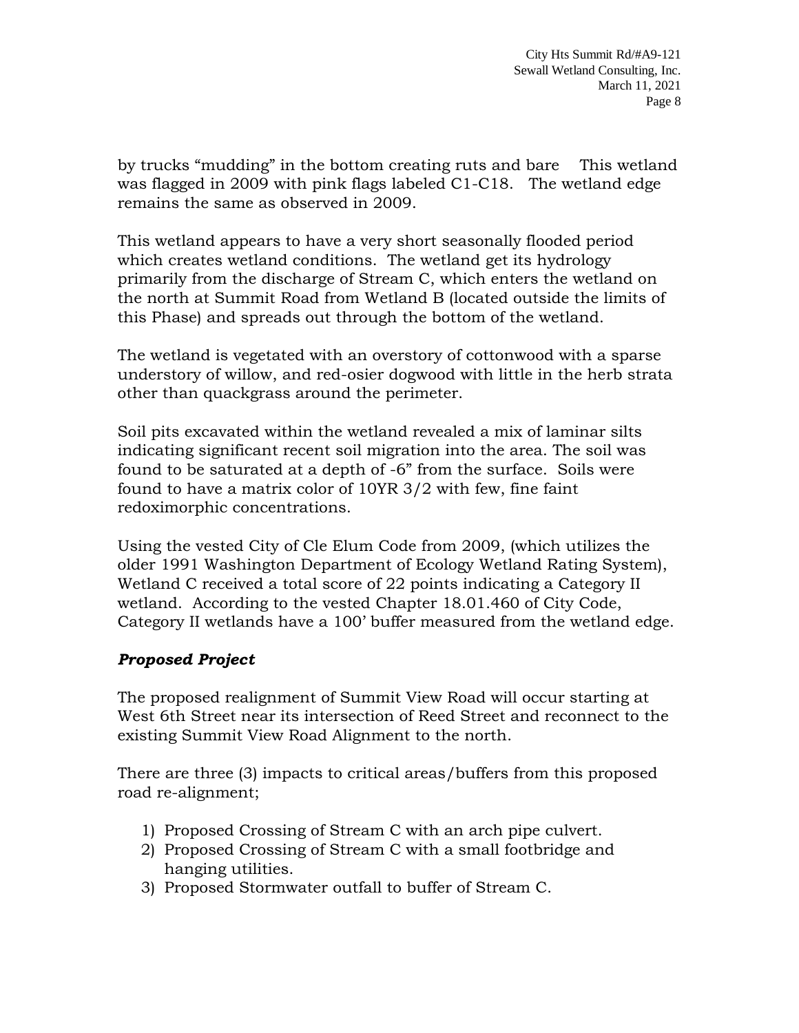by trucks "mudding" in the bottom creating ruts and bare  This wetland was flagged in 2009 with pink flags labeled C1-C18.  The wetland edge remains the same as observed in 2009.

This wetland appears to have a very short seasonally flooded period which creates wetland conditions. The wetland get its hydrology primarily from the discharge of Stream C, which enters the wetland on the north at Summit Road from Wetland B (located outside the limits of this Phase) and spreads out through the bottom of the wetland.

The wetland is vegetated with an overstory of cottonwood with a sparse understory of willow, and red-osier dogwood with little in the herb strata other than quackgrass around the perimeter.

Soil pits excavated within the wetland revealed a mix of laminar silts indicating significant recent soil migration into the area. The soil was found to be saturated at a depth of -6" from the surface. Soils were found to have a matrix color of 10YR 3/2 with few, fine faint redoximorphic concentrations.

Using the vested City of Cle Elum Code from 2009, (which utilizes the older 1991 Washington Department of Ecology Wetland Rating System), Wetland C received a total score of 22 points indicating a Category II wetland. According to the vested Chapter 18.01.460 of City Code, Category II wetlands have a 100' buffer measured from the wetland edge.

### *Proposed Project*

The proposed realignment of Summit View Road will occur starting at West 6th Street near its intersection of Reed Street and reconnect to the existing Summit View Road Alignment to the north.

There are three (3) impacts to critical areas/buffers from this proposed road re-alignment;

1) Proposed Crossing of Stream C with an arch pipe culvert.
2) Proposed Crossing of Stream C with a small footbridge and hanging utilities.
3) Proposed Stormwater outfall to buffer of Stream C.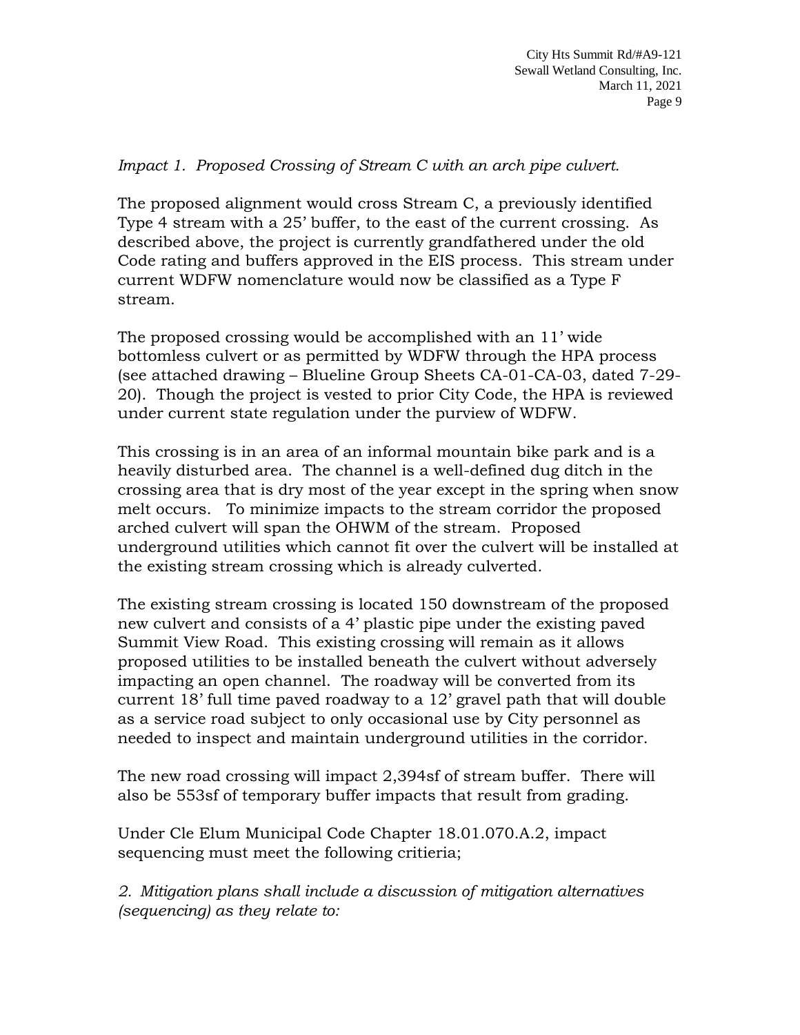*Impact 1. Proposed Crossing of Stream C with an arch pipe culvert.*

The proposed alignment would cross Stream C, a previously identified Type 4 stream with a 25' buffer, to the east of the current crossing. As described above, the project is currently grandfathered under the old Code rating and buffers approved in the EIS process. This stream under current WDFW nomenclature would now be classified as a Type F stream.

The proposed crossing would be accomplished with an 11' wide bottomless culvert or as permitted by WDFW through the HPA process (see attached drawing – Blueline Group Sheets CA-01-CA-03, dated 7-29-20). Though the project is vested to prior City Code, the HPA is reviewed under current state regulation under the purview of WDFW.

This crossing is in an area of an informal mountain bike park and is a heavily disturbed area. The channel is a well-defined dug ditch in the crossing area that is dry most of the year except in the spring when snow melt occurs. To minimize impacts to the stream corridor the proposed arched culvert will span the OHWM of the stream. Proposed underground utilities which cannot fit over the culvert will be installed at the existing stream crossing which is already culverted.

The existing stream crossing is located 150 downstream of the proposed new culvert and consists of a 4' plastic pipe under the existing paved Summit View Road. This existing crossing will remain as it allows proposed utilities to be installed beneath the culvert without adversely impacting an open channel. The roadway will be converted from its current 18' full time paved roadway to a 12' gravel path that will double as a service road subject to only occasional use by City personnel as needed to inspect and maintain underground utilities in the corridor.

The new road crossing will impact 2,394sf of stream buffer. There will also be 553sf of temporary buffer impacts that result from grading.

Under Cle Elum Municipal Code Chapter 18.01.070.A.2, impact sequencing must meet the following critieria;

*2. Mitigation plans shall include a discussion of mitigation alternatives (sequencing) as they relate to:*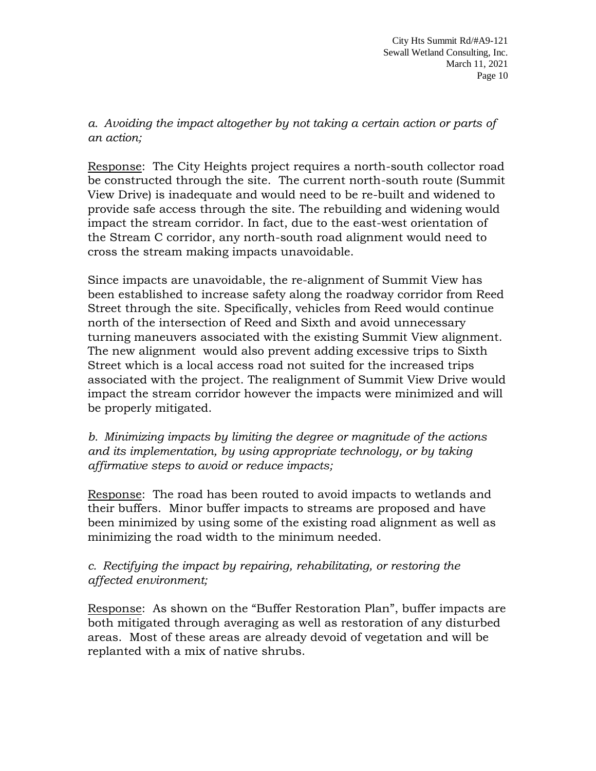*a. Avoiding the impact altogether by not taking a certain action or parts of an action;*

Response: The City Heights project requires a north-south collector road be constructed through the site. The current north-south route (Summit View Drive) is inadequate and would need to be re-built and widened to provide safe access through the site. The rebuilding and widening would impact the stream corridor. In fact, due to the east-west orientation of the Stream C corridor, any north-south road alignment would need to cross the stream making impacts unavoidable.

Since impacts are unavoidable, the re-alignment of Summit View has been established to increase safety along the roadway corridor from Reed Street through the site. Specifically, vehicles from Reed would continue north of the intersection of Reed and Sixth and avoid unnecessary turning maneuvers associated with the existing Summit View alignment. The new alignment would also prevent adding excessive trips to Sixth Street which is a local access road not suited for the increased trips associated with the project. The realignment of Summit View Drive would impact the stream corridor however the impacts were minimized and will be properly mitigated.

*b. Minimizing impacts by limiting the degree or magnitude of the actions and its implementation, by using appropriate technology, or by taking affirmative steps to avoid or reduce impacts;*

Response: The road has been routed to avoid impacts to wetlands and their buffers. Minor buffer impacts to streams are proposed and have been minimized by using some of the existing road alignment as well as minimizing the road width to the minimum needed.

*c. Rectifying the impact by repairing, rehabilitating, or restoring the affected environment;*

Response: As shown on the "Buffer Restoration Plan", buffer impacts are both mitigated through averaging as well as restoration of any disturbed areas. Most of these areas are already devoid of vegetation and will be replanted with a mix of native shrubs.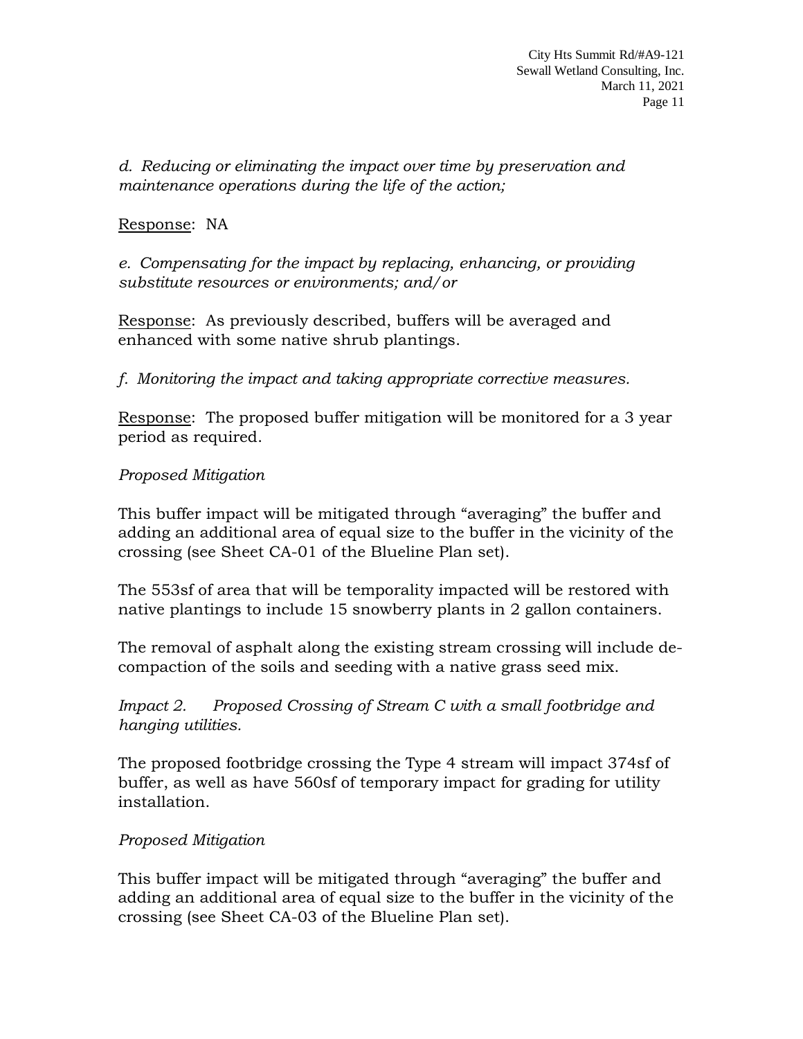*d. Reducing or eliminating the impact over time by preservation and maintenance operations during the life of the action;*

Response: NA

*e. Compensating for the impact by replacing, enhancing, or providing substitute resources or environments; and/or*

Response: As previously described, buffers will be averaged and enhanced with some native shrub plantings.

*f. Monitoring the impact and taking appropriate corrective measures.*

Response: The proposed buffer mitigation will be monitored for a 3 year period as required.

*Proposed Mitigation*

This buffer impact will be mitigated through "averaging" the buffer and adding an additional area of equal size to the buffer in the vicinity of the crossing (see Sheet CA-01 of the Blueline Plan set).

The 553sf of area that will be temporality impacted will be restored with native plantings to include 15 snowberry plants in 2 gallon containers.

The removal of asphalt along the existing stream crossing will include de-compaction of the soils and seeding with a native grass seed mix.

*Impact 2. Proposed Crossing of Stream C with a small footbridge and hanging utilities.*

The proposed footbridge crossing the Type 4 stream will impact 374sf of buffer, as well as have 560sf of temporary impact for grading for utility installation.

*Proposed Mitigation*

This buffer impact will be mitigated through "averaging" the buffer and adding an additional area of equal size to the buffer in the vicinity of the crossing (see Sheet CA-03 of the Blueline Plan set).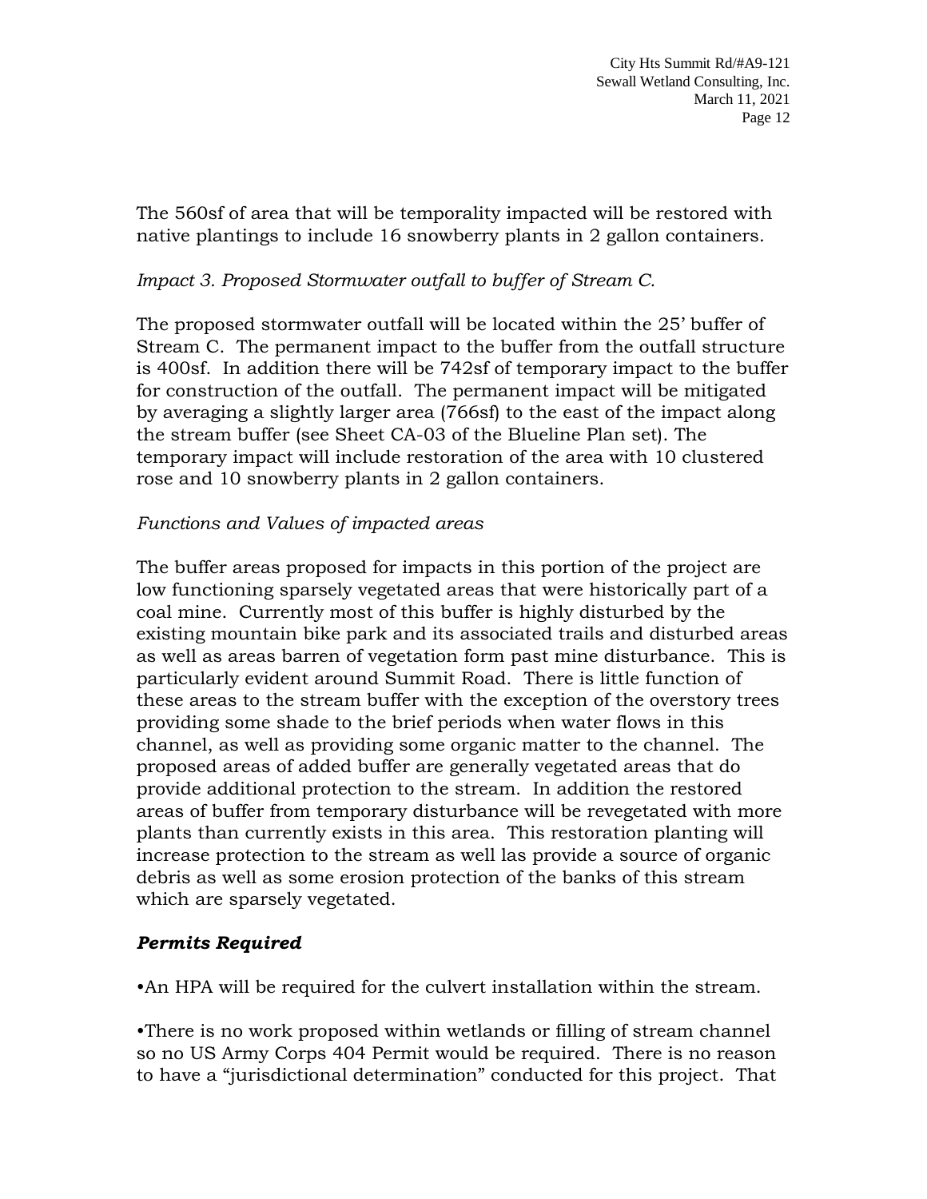The 560sf of area that will be temporality impacted will be restored with native plantings to include 16 snowberry plants in 2 gallon containers.

*Impact 3. Proposed Stormwater outfall to buffer of Stream C.*

The proposed stormwater outfall will be located within the 25' buffer of Stream C. The permanent impact to the buffer from the outfall structure is 400sf. In addition there will be 742sf of temporary impact to the buffer for construction of the outfall. The permanent impact will be mitigated by averaging a slightly larger area (766sf) to the east of the impact along the stream buffer (see Sheet CA-03 of the Blueline Plan set). The temporary impact will include restoration of the area with 10 clustered rose and 10 snowberry plants in 2 gallon containers.

*Functions and Values of impacted areas*

The buffer areas proposed for impacts in this portion of the project are low functioning sparsely vegetated areas that were historically part of a coal mine. Currently most of this buffer is highly disturbed by the existing mountain bike park and its associated trails and disturbed areas as well as areas barren of vegetation form past mine disturbance. This is particularly evident around Summit Road. There is little function of these areas to the stream buffer with the exception of the overstory trees providing some shade to the brief periods when water flows in this channel, as well as providing some organic matter to the channel. The proposed areas of added buffer are generally vegetated areas that do provide additional protection to the stream. In addition the restored areas of buffer from temporary disturbance will be revegetated with more plants than currently exists in this area. This restoration planting will increase protection to the stream as well las provide a source of organic debris as well as some erosion protection of the banks of this stream which are sparsely vegetated.

***Permits Required***

•An HPA will be required for the culvert installation within the stream.

•There is no work proposed within wetlands or filling of stream channel so no US Army Corps 404 Permit would be required. There is no reason to have a "jurisdictional determination" conducted for this project. That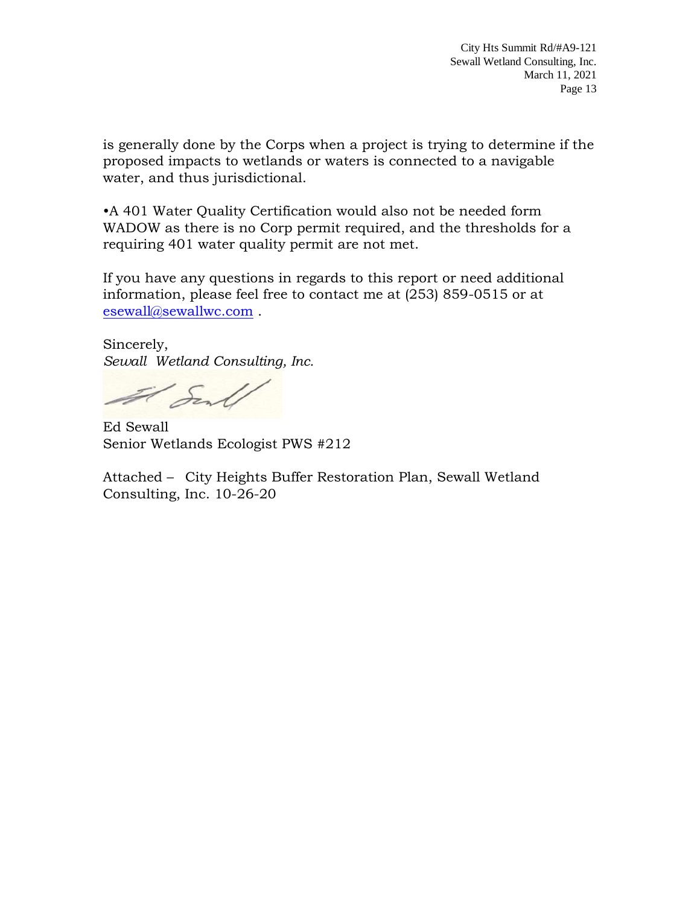is generally done by the Corps when a project is trying to determine if the proposed impacts to wetlands or waters is connected to a navigable water, and thus jurisdictional.

•A 401 Water Quality Certification would also not be needed form WADOW as there is no Corp permit required, and the thresholds for a requiring 401 water quality permit are not met.

If you have any questions in regards to this report or need additional information, please feel free to contact me at (253) 859-0515 or at esewall@sewallwc.com .

Sincerely,  
*Sewall Wetland Consulting, Inc.*

Ed Sewall  
Senior Wetlands Ecologist PWS #212

Attached – City Heights Buffer Restoration Plan, Sewall Wetland Consulting, Inc. 10-26-20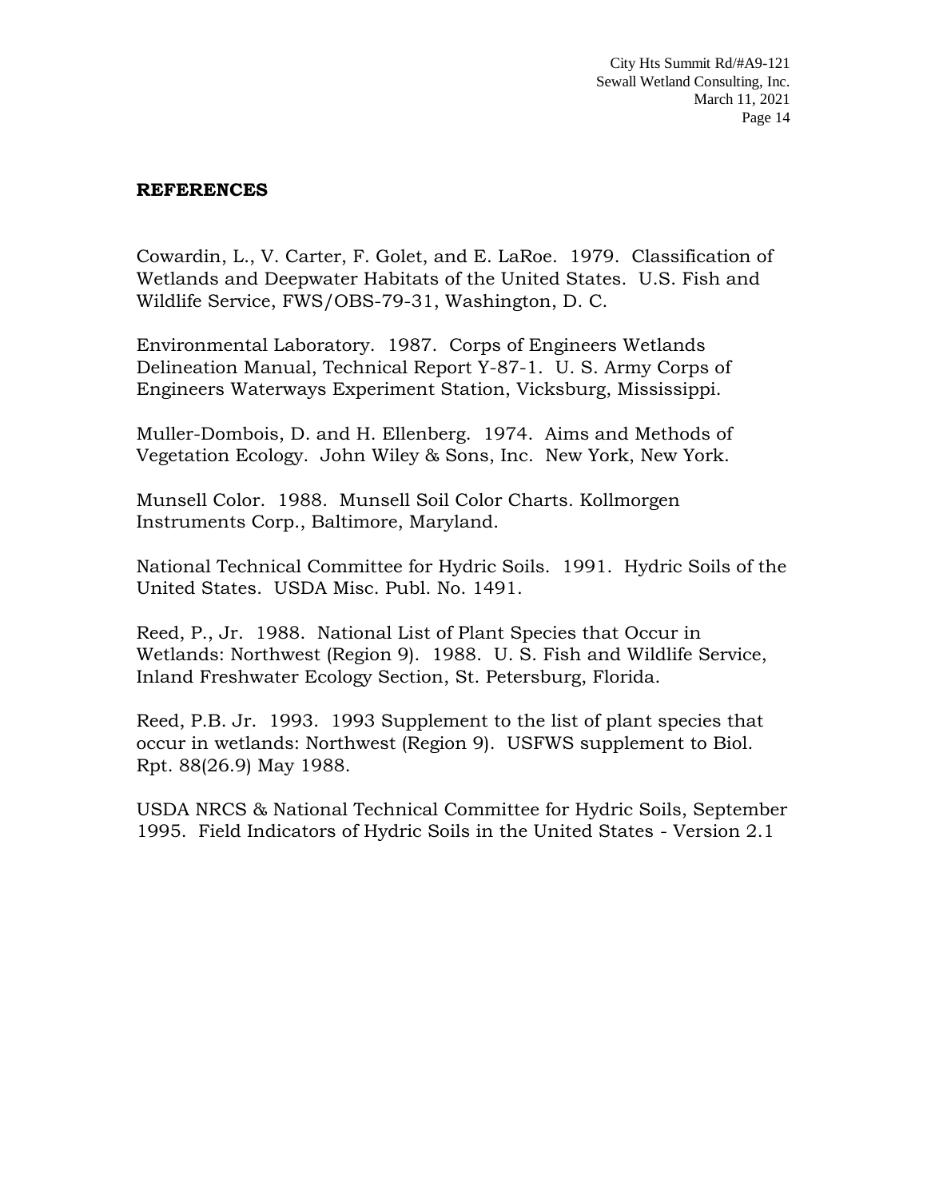**REFERENCES**

Cowardin, L., V. Carter, F. Golet, and E. LaRoe. 1979. Classification of Wetlands and Deepwater Habitats of the United States. U.S. Fish and Wildlife Service, FWS/OBS-79-31, Washington, D. C.

Environmental Laboratory. 1987. Corps of Engineers Wetlands Delineation Manual, Technical Report Y-87-1. U. S. Army Corps of Engineers Waterways Experiment Station, Vicksburg, Mississippi.

Muller-Dombois, D. and H. Ellenberg. 1974. Aims and Methods of Vegetation Ecology. John Wiley & Sons, Inc. New York, New York.

Munsell Color. 1988. Munsell Soil Color Charts. Kollmorgen Instruments Corp., Baltimore, Maryland.

National Technical Committee for Hydric Soils. 1991. Hydric Soils of the United States. USDA Misc. Publ. No. 1491.

Reed, P., Jr. 1988. National List of Plant Species that Occur in Wetlands: Northwest (Region 9). 1988. U. S. Fish and Wildlife Service, Inland Freshwater Ecology Section, St. Petersburg, Florida.

Reed, P.B. Jr. 1993. 1993 Supplement to the list of plant species that occur in wetlands: Northwest (Region 9). USFWS supplement to Biol. Rpt. 88(26.9) May 1988.

USDA NRCS & National Technical Committee for Hydric Soils, September 1995. Field Indicators of Hydric Soils in the United States - Version 2.1